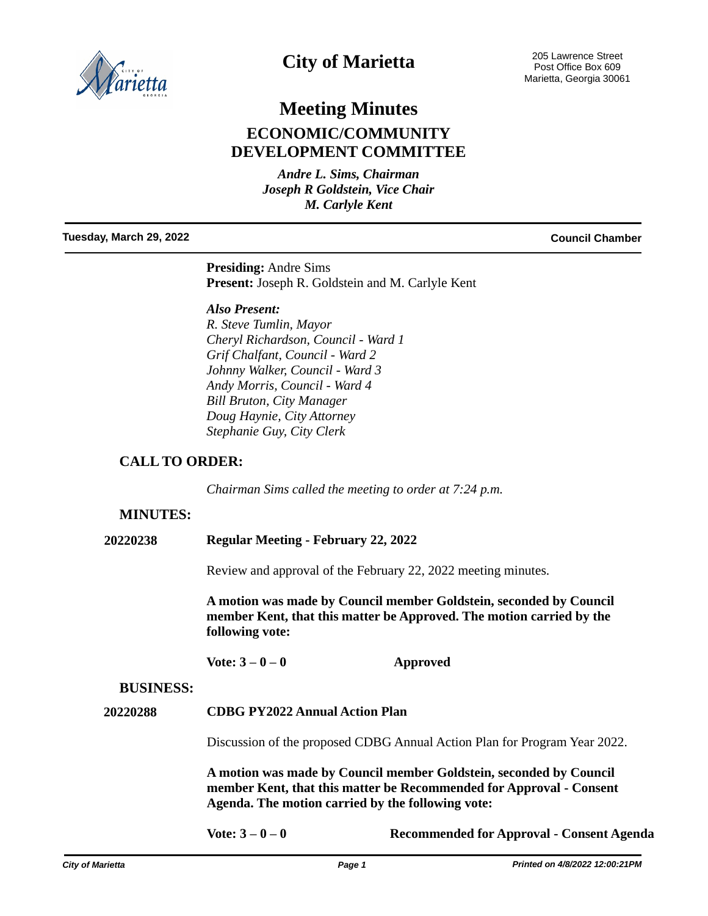# City of Marietta

205 Lawrence Street
Post Office Box 609
Marietta, Georgia 30061

# Meeting Minutes

## ECONOMIC/COMMUNITY DEVELOPMENT COMMITTEE

*Andre L. Sims, Chairman*
*Joseph R Goldstein, Vice Chair*
*M. Carlyle Kent*

**Tuesday, March 29, 2022** — **Council Chamber**

**Presiding:** Andre Sims
**Present:** Joseph R. Goldstein and M. Carlyle Kent

***Also Present:***
*R. Steve Tumlin, Mayor*
*Cheryl Richardson, Council - Ward 1*
*Grif Chalfant, Council - Ward 2*
*Johnny Walker, Council - Ward 3*
*Andy Morris, Council - Ward 4*
*Bill Bruton, City Manager*
*Doug Haynie, City Attorney*
*Stephanie Guy, City Clerk*

## CALL TO ORDER:

*Chairman Sims called the meeting to order at 7:24 p.m.*

## MINUTES:

**20220238 Regular Meeting - February 22, 2022**

Review and approval of the February 22, 2022 meeting minutes.

**A motion was made by Council member Goldstein, seconded by Council member Kent, that this matter be Approved. The motion carried by the following vote:**

**Vote: 3 – 0 – 0** **Approved**

## BUSINESS:

**20220288 CDBG PY2022 Annual Action Plan**

Discussion of the proposed CDBG Annual Action Plan for Program Year 2022.

**A motion was made by Council member Goldstein, seconded by Council member Kent, that this matter be Recommended for Approval - Consent Agenda. The motion carried by the following vote:**

**Vote: 3 – 0 – 0** **Recommended for Approval - Consent Agenda**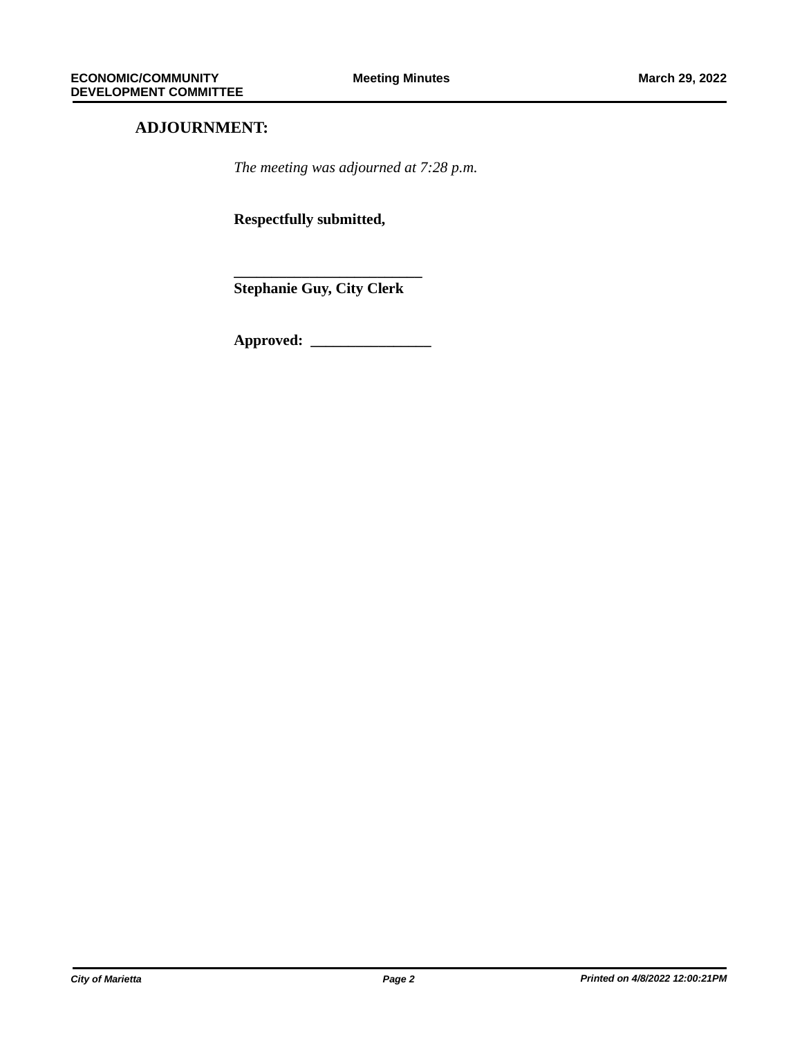## ADJOURNMENT:

*The meeting was adjourned at 7:28 p.m.*

**Respectfully submitted,**

**_________________________**
**Stephanie Guy, City Clerk**

**Approved: ________________**